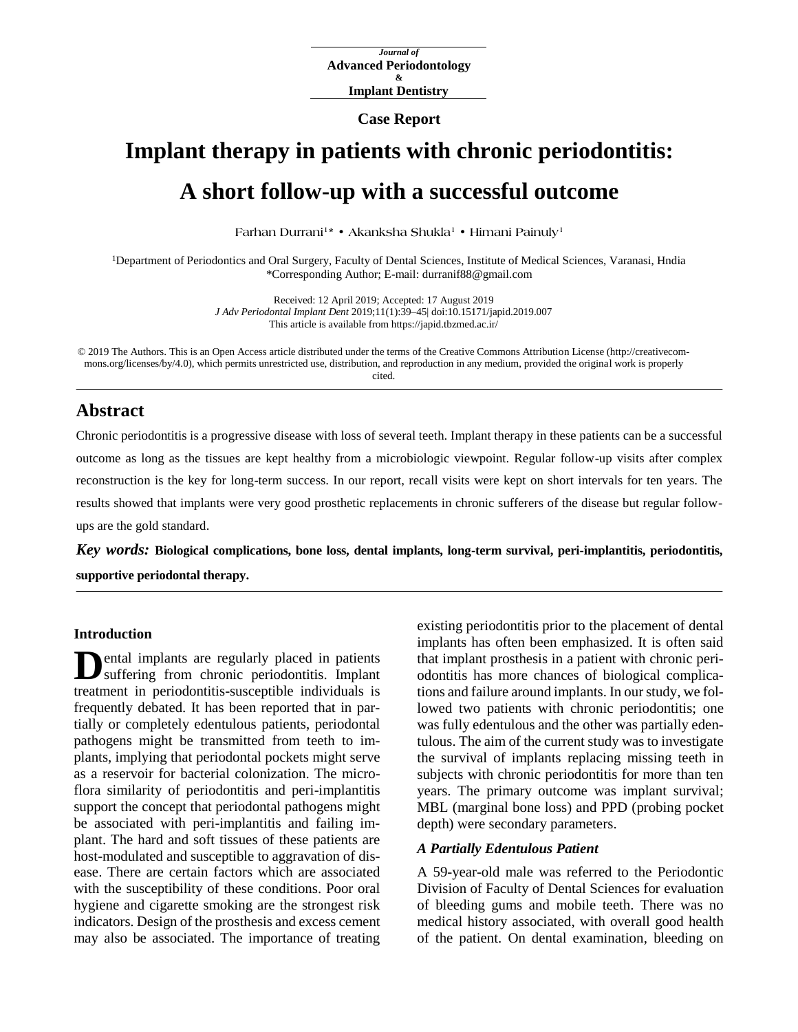Journal of
**Advanced Periodontology & Implant Dentistry**

**Case Report**

# Implant therapy in patients with chronic periodontitis: A short follow-up with a successful outcome

Farhan Durrani[1]* • Akanksha Shukla[1] • Himani Painuly[1]

[1]Department of Periodontics and Oral Surgery, Faculty of Dental Sciences, Institute of Medical Sciences, Varanasi, Hndia
*Corresponding Author; E-mail: durranif88@gmail.com

Received: 12 April 2019; Accepted: 17 August 2019
*J Adv Periodontal Implant Dent* 2019;11(1):39–45| doi:10.15171/japid.2019.007
This article is available from https://japid.tbzmed.ac.ir/

© 2019 The Authors. This is an Open Access article distributed under the terms of the Creative Commons Attribution License (http://creativecommons.org/licenses/by/4.0), which permits unrestricted use, distribution, and reproduction in any medium, provided the original work is properly cited.

## Abstract

Chronic periodontitis is a progressive disease with loss of several teeth. Implant therapy in these patients can be a successful outcome as long as the tissues are kept healthy from a microbiologic viewpoint. Regular follow-up visits after complex reconstruction is the key for long-term success. In our report, recall visits were kept on short intervals for ten years. The results showed that implants were very good prosthetic replacements in chronic sufferers of the disease but regular follow-ups are the gold standard.

***Key words:*** **Biological complications, bone loss, dental implants, long-term survival, peri-implantitis, periodontitis, supportive periodontal therapy.**

### Introduction

Dental implants are regularly placed in patients suffering from chronic periodontitis. Implant treatment in periodontitis-susceptible individuals is frequently debated. It has been reported that in partially or completely edentulous patients, periodontal pathogens might be transmitted from teeth to implants, implying that periodontal pockets might serve as a reservoir for bacterial colonization. The microflora similarity of periodontitis and peri-implantitis support the concept that periodontal pathogens might be associated with peri-implantitis and failing implant. The hard and soft tissues of these patients are host-modulated and susceptible to aggravation of disease. There are certain factors which are associated with the susceptibility of these conditions. Poor oral hygiene and cigarette smoking are the strongest risk indicators. Design of the prosthesis and excess cement may also be associated. The importance of treating existing periodontitis prior to the placement of dental implants has often been emphasized. It is often said that implant prosthesis in a patient with chronic periodontitis has more chances of biological complications and failure around implants. In our study, we followed two patients with chronic periodontitis; one was fully edentulous and the other was partially edentulous. The aim of the current study was to investigate the survival of implants replacing missing teeth in subjects with chronic periodontitis for more than ten years. The primary outcome was implant survival; MBL (marginal bone loss) and PPD (probing pocket depth) were secondary parameters.

### *A Partially Edentulous Patient*

A 59-year-old male was referred to the Periodontic Division of Faculty of Dental Sciences for evaluation of bleeding gums and mobile teeth. There was no medical history associated, with overall good health of the patient. On dental examination, bleeding on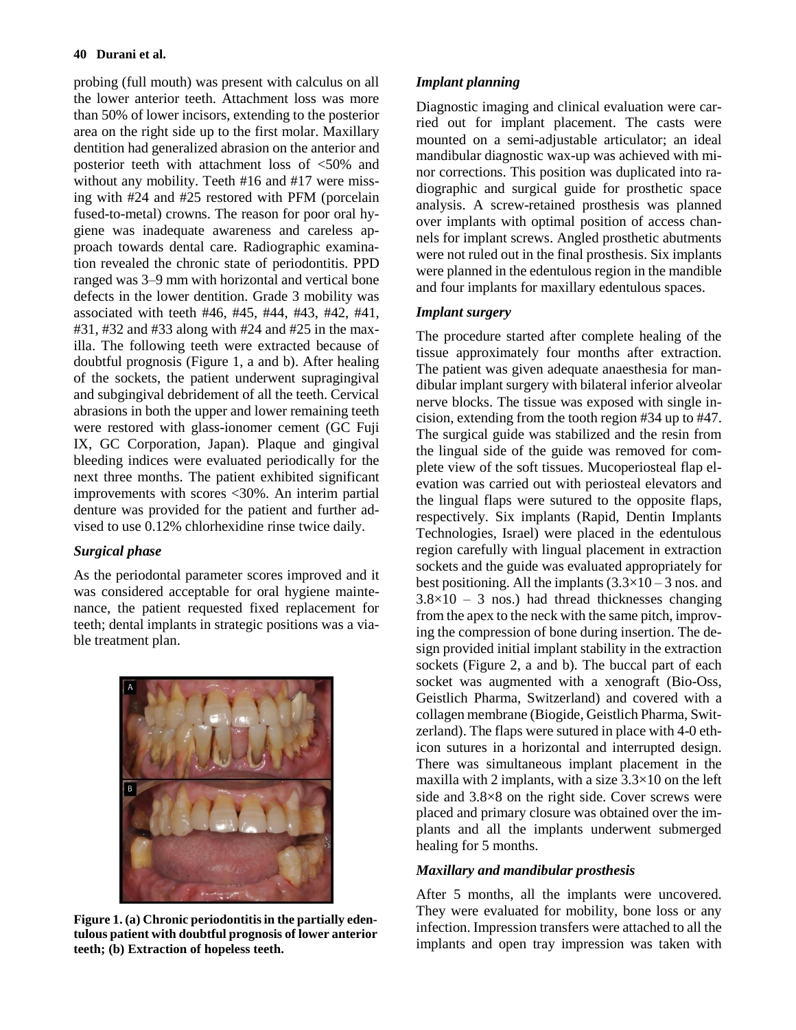probing (full mouth) was present with calculus on all the lower anterior teeth. Attachment loss was more than 50% of lower incisors, extending to the posterior area on the right side up to the first molar. Maxillary dentition had generalized abrasion on the anterior and posterior teeth with attachment loss of <50% and without any mobility. Teeth #16 and #17 were missing with #24 and #25 restored with PFM (porcelain fused-to-metal) crowns. The reason for poor oral hygiene was inadequate awareness and careless approach towards dental care. Radiographic examination revealed the chronic state of periodontitis. PPD ranged was 3–9 mm with horizontal and vertical bone defects in the lower dentition. Grade 3 mobility was associated with teeth #46, #45, #44, #43, #42, #41, #31, #32 and #33 along with #24 and #25 in the maxilla. The following teeth were extracted because of doubtful prognosis (Figure 1, a and b). After healing of the sockets, the patient underwent supragingival and subgingival debridement of all the teeth. Cervical abrasions in both the upper and lower remaining teeth were restored with glass-ionomer cement (GC Fuji IX, GC Corporation, Japan). Plaque and gingival bleeding indices were evaluated periodically for the next three months. The patient exhibited significant improvements with scores <30%. An interim partial denture was provided for the patient and further advised to use 0.12% chlorhexidine rinse twice daily.

### *Surgical phase*

As the periodontal parameter scores improved and it was considered acceptable for oral hygiene maintenance, the patient requested fixed replacement for teeth; dental implants in strategic positions was a viable treatment plan.

**Figure 1. (a) Chronic periodontitis in the partially edentulous patient with doubtful prognosis of lower anterior teeth; (b) Extraction of hopeless teeth.**

### *Implant planning*

Diagnostic imaging and clinical evaluation were carried out for implant placement. The casts were mounted on a semi-adjustable articulator; an ideal mandibular diagnostic wax-up was achieved with minor corrections. This position was duplicated into radiographic and surgical guide for prosthetic space analysis. A screw-retained prosthesis was planned over implants with optimal position of access channels for implant screws. Angled prosthetic abutments were not ruled out in the final prosthesis. Six implants were planned in the edentulous region in the mandible and four implants for maxillary edentulous spaces.

### *Implant surgery*

The procedure started after complete healing of the tissue approximately four months after extraction. The patient was given adequate anaesthesia for mandibular implant surgery with bilateral inferior alveolar nerve blocks. The tissue was exposed with single incision, extending from the tooth region #34 up to #47. The surgical guide was stabilized and the resin from the lingual side of the guide was removed for complete view of the soft tissues. Mucoperiosteal flap elevation was carried out with periosteal elevators and the lingual flaps were sutured to the opposite flaps, respectively. Six implants (Rapid, Dentin Implants Technologies, Israel) were placed in the edentulous region carefully with lingual placement in extraction sockets and the guide was evaluated appropriately for best positioning. All the implants ($3.3\times10$ – 3 nos. and $3.8\times10$ – 3 nos.) had thread thicknesses changing from the apex to the neck with the same pitch, improving the compression of bone during insertion. The design provided initial implant stability in the extraction sockets (Figure 2, a and b). The buccal part of each socket was augmented with a xenograft (Bio-Oss, Geistlich Pharma, Switzerland) and covered with a collagen membrane (Biogide, Geistlich Pharma, Switzerland). The flaps were sutured in place with 4-0 ethicon sutures in a horizontal and interrupted design. There was simultaneous implant placement in the maxilla with 2 implants, with a size $3.3\times10$ on the left side and $3.8\times8$ on the right side. Cover screws were placed and primary closure was obtained over the implants and all the implants underwent submerged healing for 5 months.

### *Maxillary and mandibular prosthesis*

After 5 months, all the implants were uncovered. They were evaluated for mobility, bone loss or any infection. Impression transfers were attached to all the implants and open tray impression was taken with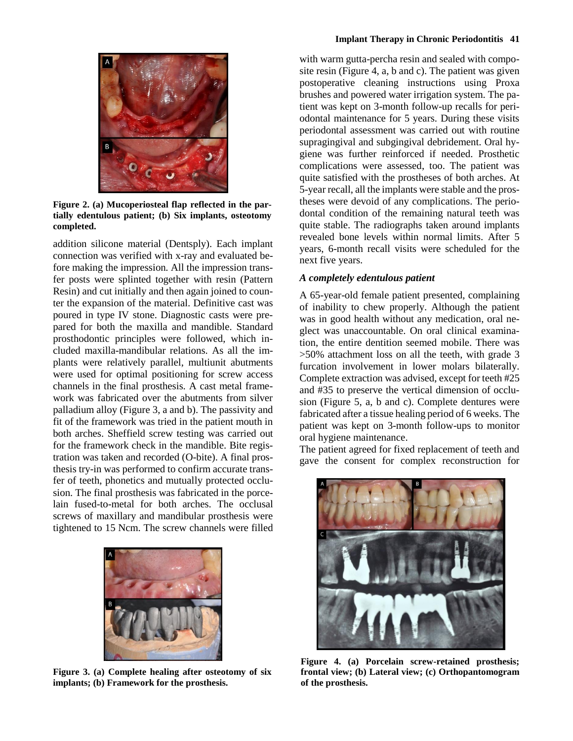Figure 2. (a) Mucoperiosteal flap reflected in the partially edentulous patient; (b) Six implants, osteotomy completed.

addition silicone material (Dentsply). Each implant connection was verified with x-ray and evaluated before making the impression. All the impression transfer posts were splinted together with resin (Pattern Resin) and cut initially and then again joined to counter the expansion of the material. Definitive cast was poured in type IV stone. Diagnostic casts were prepared for both the maxilla and mandible. Standard prosthodontic principles were followed, which included maxilla-mandibular relations. As all the implants were relatively parallel, multiunit abutments were used for optimal positioning for screw access channels in the final prosthesis. A cast metal framework was fabricated over the abutments from silver palladium alloy (Figure 3, a and b). The passivity and fit of the framework was tried in the patient mouth in both arches. Sheffield screw testing was carried out for the framework check in the mandible. Bite registration was taken and recorded (O-bite). A final prosthesis try-in was performed to confirm accurate transfer of teeth, phonetics and mutually protected occlusion. The final prosthesis was fabricated in the porcelain fused-to-metal for both arches. The occlusal screws of maxillary and mandibular prosthesis were tightened to 15 Ncm. The screw channels were filled

Figure 3. (a) Complete healing after osteotomy of six implants; (b) Framework for the prosthesis.

with warm gutta-percha resin and sealed with composite resin (Figure 4, a, b and c). The patient was given postoperative cleaning instructions using Proxa brushes and powered water irrigation system. The patient was kept on 3-month follow-up recalls for periodontal maintenance for 5 years. During these visits periodontal assessment was carried out with routine supragingival and subgingival debridement. Oral hygiene was further reinforced if needed. Prosthetic complications were assessed, too. The patient was quite satisfied with the prostheses of both arches. At 5-year recall, all the implants were stable and the prostheses were devoid of any complications. The periodontal condition of the remaining natural teeth was quite stable. The radiographs taken around implants revealed bone levels within normal limits. After 5 years, 6-month recall visits were scheduled for the next five years.

### *A completely edentulous patient*

A 65-year-old female patient presented, complaining of inability to chew properly. Although the patient was in good health without any medication, oral neglect was unaccountable. On oral clinical examination, the entire dentition seemed mobile. There was >50% attachment loss on all the teeth, with grade 3 furcation involvement in lower molars bilaterally. Complete extraction was advised, except for teeth #25 and #35 to preserve the vertical dimension of occlusion (Figure 5, a, b and c). Complete dentures were fabricated after a tissue healing period of 6 weeks. The patient was kept on 3-month follow-ups to monitor oral hygiene maintenance.

The patient agreed for fixed replacement of teeth and gave the consent for complex reconstruction for

Figure 4. (a) Porcelain screw-retained prosthesis; frontal view; (b) Lateral view; (c) Orthopantomogram of the prosthesis.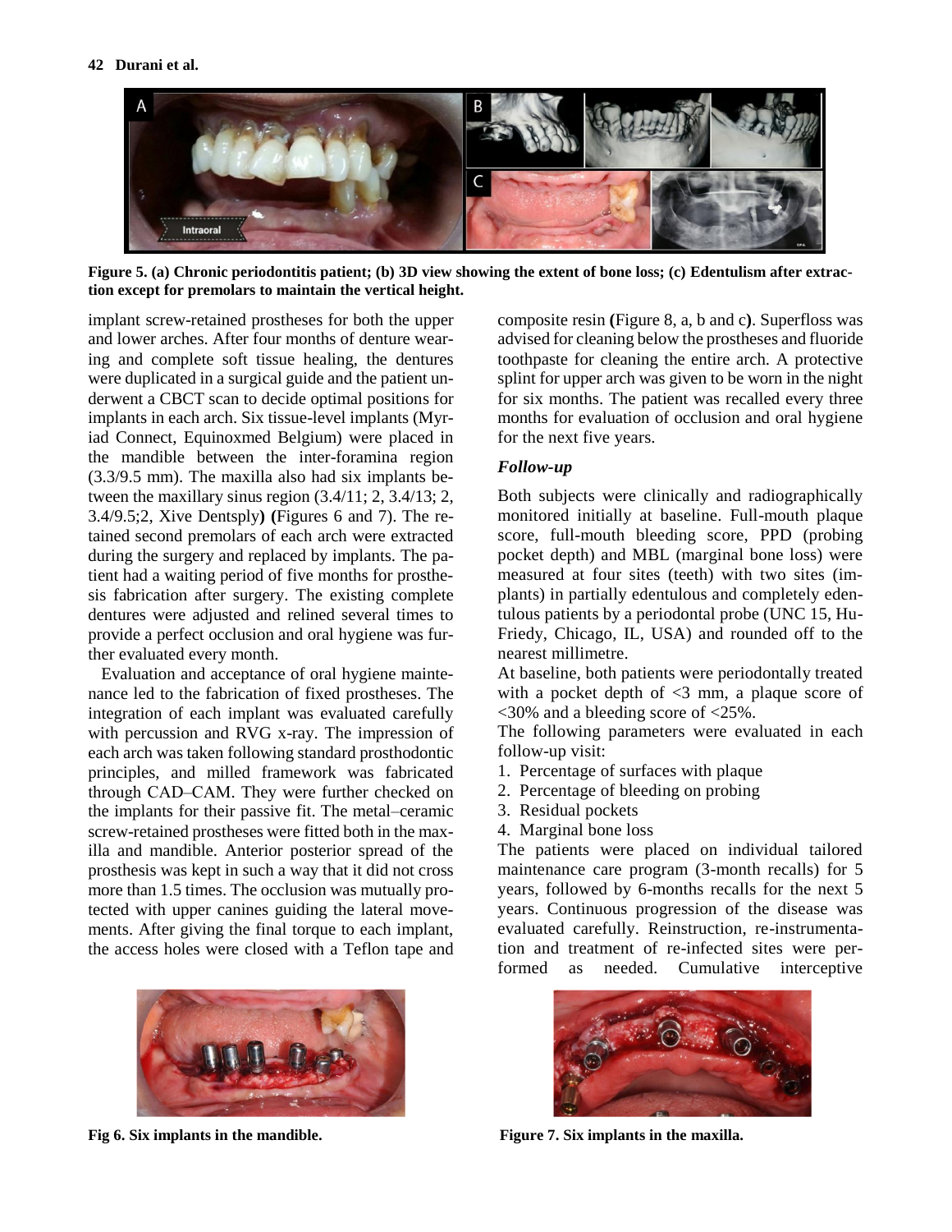Figure 5. (a) Chronic periodontitis patient; (b) 3D view showing the extent of bone loss; (c) Edentulism after extraction except for premolars to maintain the vertical height.

implant screw-retained prostheses for both the upper and lower arches. After four months of denture wearing and complete soft tissue healing, the dentures were duplicated in a surgical guide and the patient underwent a CBCT scan to decide optimal positions for implants in each arch. Six tissue-level implants (Myriad Connect, Equinoxmed Belgium) were placed in the mandible between the inter-foramina region (3.3/9.5 mm). The maxilla also had six implants between the maxillary sinus region (3.4/11; 2, 3.4/13; 2, 3.4/9.5;2, Xive Dentsply) (Figures 6 and 7). The retained second premolars of each arch were extracted during the surgery and replaced by implants. The patient had a waiting period of five months for prosthesis fabrication after surgery. The existing complete dentures were adjusted and relined several times to provide a perfect occlusion and oral hygiene was further evaluated every month.

Evaluation and acceptance of oral hygiene maintenance led to the fabrication of fixed prostheses. The integration of each implant was evaluated carefully with percussion and RVG x-ray. The impression of each arch was taken following standard prosthodontic principles, and milled framework was fabricated through CAD–CAM. They were further checked on the implants for their passive fit. The metal–ceramic screw-retained prostheses were fitted both in the maxilla and mandible. Anterior posterior spread of the prosthesis was kept in such a way that it did not cross more than 1.5 times. The occlusion was mutually protected with upper canines guiding the lateral movements. After giving the final torque to each implant, the access holes were closed with a Teflon tape and composite resin (Figure 8, a, b and c). Superfloss was advised for cleaning below the prostheses and fluoride toothpaste for cleaning the entire arch. A protective splint for upper arch was given to be worn in the night for six months. The patient was recalled every three months for evaluation of occlusion and oral hygiene for the next five years.

### *Follow-up*

Both subjects were clinically and radiographically monitored initially at baseline. Full-mouth plaque score, full-mouth bleeding score, PPD (probing pocket depth) and MBL (marginal bone loss) were measured at four sites (teeth) with two sites (implants) in partially edentulous and completely edentulous patients by a periodontal probe (UNC 15, Hu-Friedy, Chicago, IL, USA) and rounded off to the nearest millimetre.

At baseline, both patients were periodontally treated with a pocket depth of <3 mm, a plaque score of <30% and a bleeding score of <25%.

The following parameters were evaluated in each follow-up visit:

1. Percentage of surfaces with plaque
2. Percentage of bleeding on probing
3. Residual pockets
4. Marginal bone loss

The patients were placed on individual tailored maintenance care program (3-month recalls) for 5 years, followed by 6-months recalls for the next 5 years. Continuous progression of the disease was evaluated carefully. Reinstruction, re-instrumentation and treatment of re-infected sites were performed as needed. Cumulative interceptive

Fig 6. Six implants in the mandible.

Figure 7. Six implants in the maxilla.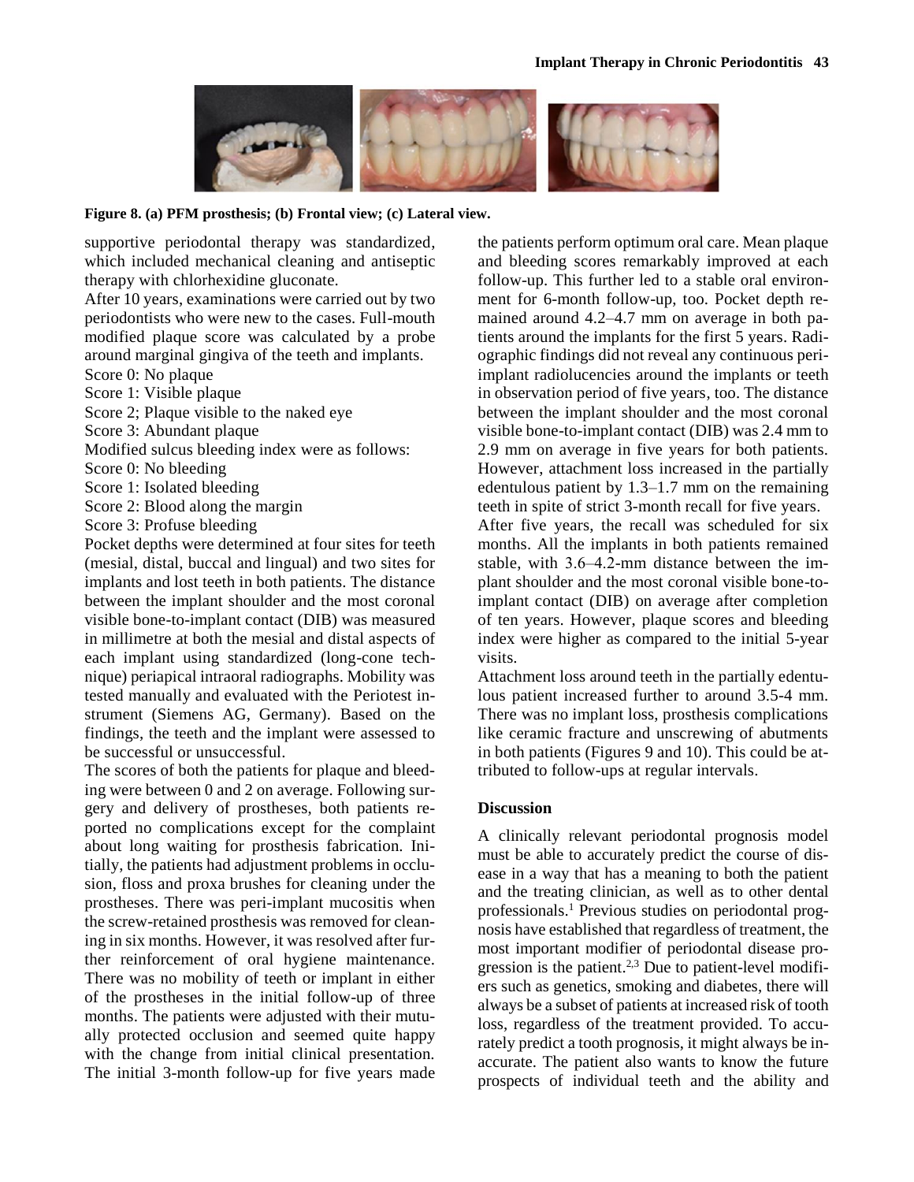**Figure 8. (a) PFM prosthesis; (b) Frontal view; (c) Lateral view.**

supportive periodontal therapy was standardized, which included mechanical cleaning and antiseptic therapy with chlorhexidine gluconate.

After 10 years, examinations were carried out by two periodontists who were new to the cases. Full-mouth modified plaque score was calculated by a probe around marginal gingiva of the teeth and implants.

Score 0: No plaque
Score 1: Visible plaque
Score 2; Plaque visible to the naked eye
Score 3: Abundant plaque

Modified sulcus bleeding index were as follows:

Score 0: No bleeding
Score 1: Isolated bleeding
Score 2: Blood along the margin
Score 3: Profuse bleeding

Pocket depths were determined at four sites for teeth (mesial, distal, buccal and lingual) and two sites for implants and lost teeth in both patients. The distance between the implant shoulder and the most coronal visible bone-to-implant contact (DIB) was measured in millimetre at both the mesial and distal aspects of each implant using standardized (long-cone technique) periapical intraoral radiographs. Mobility was tested manually and evaluated with the Periotest instrument (Siemens AG, Germany). Based on the findings, the teeth and the implant were assessed to be successful or unsuccessful.

The scores of both the patients for plaque and bleeding were between 0 and 2 on average. Following surgery and delivery of prostheses, both patients reported no complications except for the complaint about long waiting for prosthesis fabrication. Initially, the patients had adjustment problems in occlusion, floss and proxa brushes for cleaning under the prostheses. There was peri-implant mucositis when the screw-retained prosthesis was removed for cleaning in six months. However, it was resolved after further reinforcement of oral hygiene maintenance. There was no mobility of teeth or implant in either of the prostheses in the initial follow-up of three months. The patients were adjusted with their mutually protected occlusion and seemed quite happy with the change from initial clinical presentation. The initial 3-month follow-up for five years made the patients perform optimum oral care. Mean plaque and bleeding scores remarkably improved at each follow-up. This further led to a stable oral environment for 6-month follow-up, too. Pocket depth remained around 4.2–4.7 mm on average in both patients around the implants for the first 5 years. Radiographic findings did not reveal any continuous peri-implant radiolucencies around the implants or teeth in observation period of five years, too. The distance between the implant shoulder and the most coronal visible bone-to-implant contact (DIB) was 2.4 mm to 2.9 mm on average in five years for both patients. However, attachment loss increased in the partially edentulous patient by 1.3–1.7 mm on the remaining teeth in spite of strict 3-month recall for five years.

After five years, the recall was scheduled for six months. All the implants in both patients remained stable, with 3.6–4.2-mm distance between the implant shoulder and the most coronal visible bone-to-implant contact (DIB) on average after completion of ten years. However, plaque scores and bleeding index were higher as compared to the initial 5-year visits.

Attachment loss around teeth in the partially edentulous patient increased further to around 3.5-4 mm. There was no implant loss, prosthesis complications like ceramic fracture and unscrewing of abutments in both patients (Figures 9 and 10). This could be attributed to follow-ups at regular intervals.

## Discussion

A clinically relevant periodontal prognosis model must be able to accurately predict the course of disease in a way that has a meaning to both the patient and the treating clinician, as well as to other dental professionals.[1] Previous studies on periodontal prognosis have established that regardless of treatment, the most important modifier of periodontal disease progression is the patient.[2,3] Due to patient-level modifiers such as genetics, smoking and diabetes, there will always be a subset of patients at increased risk of tooth loss, regardless of the treatment provided. To accurately predict a tooth prognosis, it might always be inaccurate. The patient also wants to know the future prospects of individual teeth and the ability and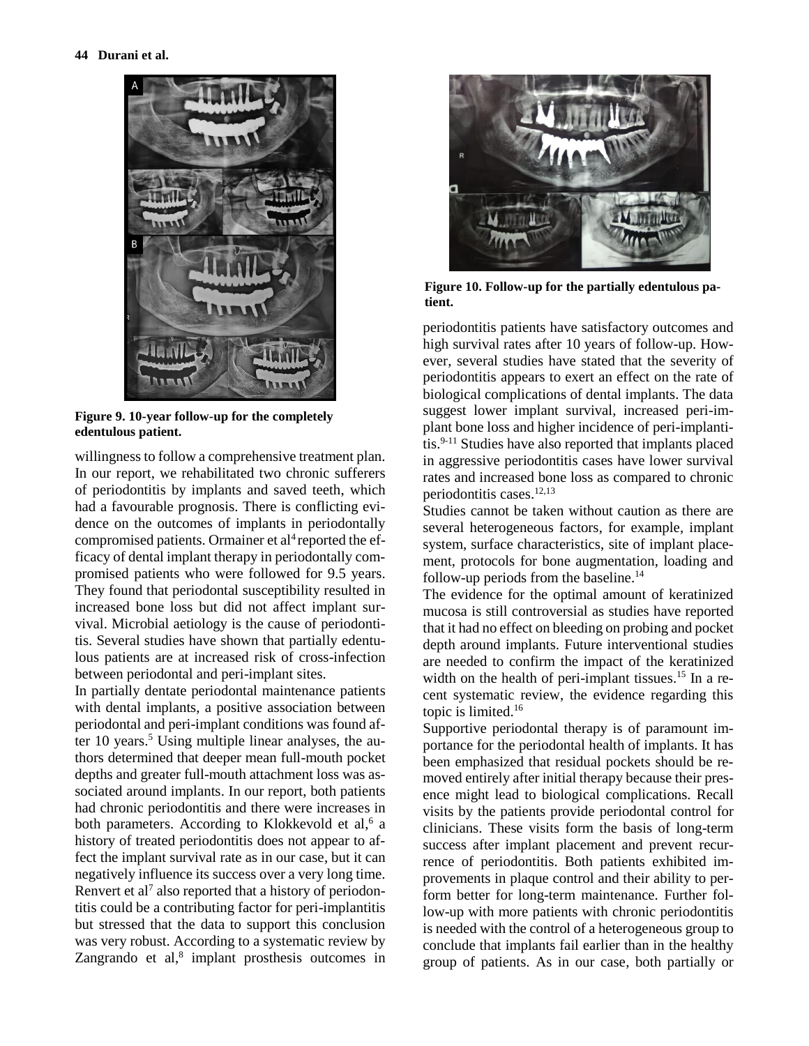Figure 9. 10-year follow-up for the completely edentulous patient.

willingness to follow a comprehensive treatment plan. In our report, we rehabilitated two chronic sufferers of periodontitis by implants and saved teeth, which had a favourable prognosis. There is conflicting evidence on the outcomes of implants in periodontally compromised patients. Ormainer et al[4] reported the efficacy of dental implant therapy in periodontally compromised patients who were followed for 9.5 years. They found that periodontal susceptibility resulted in increased bone loss but did not affect implant survival. Microbial aetiology is the cause of periodontitis. Several studies have shown that partially edentulous patients are at increased risk of cross-infection between periodontal and peri-implant sites.

In partially dentate periodontal maintenance patients with dental implants, a positive association between periodontal and peri-implant conditions was found after 10 years.[5] Using multiple linear analyses, the authors determined that deeper mean full-mouth pocket depths and greater full-mouth attachment loss was associated around implants. In our report, both patients had chronic periodontitis and there were increases in both parameters. According to Klokkevold et al,[6] a history of treated periodontitis does not appear to affect the implant survival rate as in our case, but it can negatively influence its success over a very long time. Renvert et al[7] also reported that a history of periodontitis could be a contributing factor for peri-implantitis but stressed that the data to support this conclusion was very robust. According to a systematic review by Zangrando et al,[8] implant prosthesis outcomes in

Figure 10. Follow-up for the partially edentulous patient.

periodontitis patients have satisfactory outcomes and high survival rates after 10 years of follow-up. However, several studies have stated that the severity of periodontitis appears to exert an effect on the rate of biological complications of dental implants. The data suggest lower implant survival, increased peri-implant bone loss and higher incidence of peri-implantitis.[9-11] Studies have also reported that implants placed in aggressive periodontitis cases have lower survival rates and increased bone loss as compared to chronic periodontitis cases.[12,13]

Studies cannot be taken without caution as there are several heterogeneous factors, for example, implant system, surface characteristics, site of implant placement, protocols for bone augmentation, loading and follow-up periods from the baseline.[14]

The evidence for the optimal amount of keratinized mucosa is still controversial as studies have reported that it had no effect on bleeding on probing and pocket depth around implants. Future interventional studies are needed to confirm the impact of the keratinized width on the health of peri-implant tissues.[15] In a recent systematic review, the evidence regarding this topic is limited.[16]

Supportive periodontal therapy is of paramount importance for the periodontal health of implants. It has been emphasized that residual pockets should be removed entirely after initial therapy because their presence might lead to biological complications. Recall visits by the patients provide periodontal control for clinicians. These visits form the basis of long-term success after implant placement and prevent recurrence of periodontitis. Both patients exhibited improvements in plaque control and their ability to perform better for long-term maintenance. Further follow-up with more patients with chronic periodontitis is needed with the control of a heterogeneous group to conclude that implants fail earlier than in the healthy group of patients. As in our case, both partially or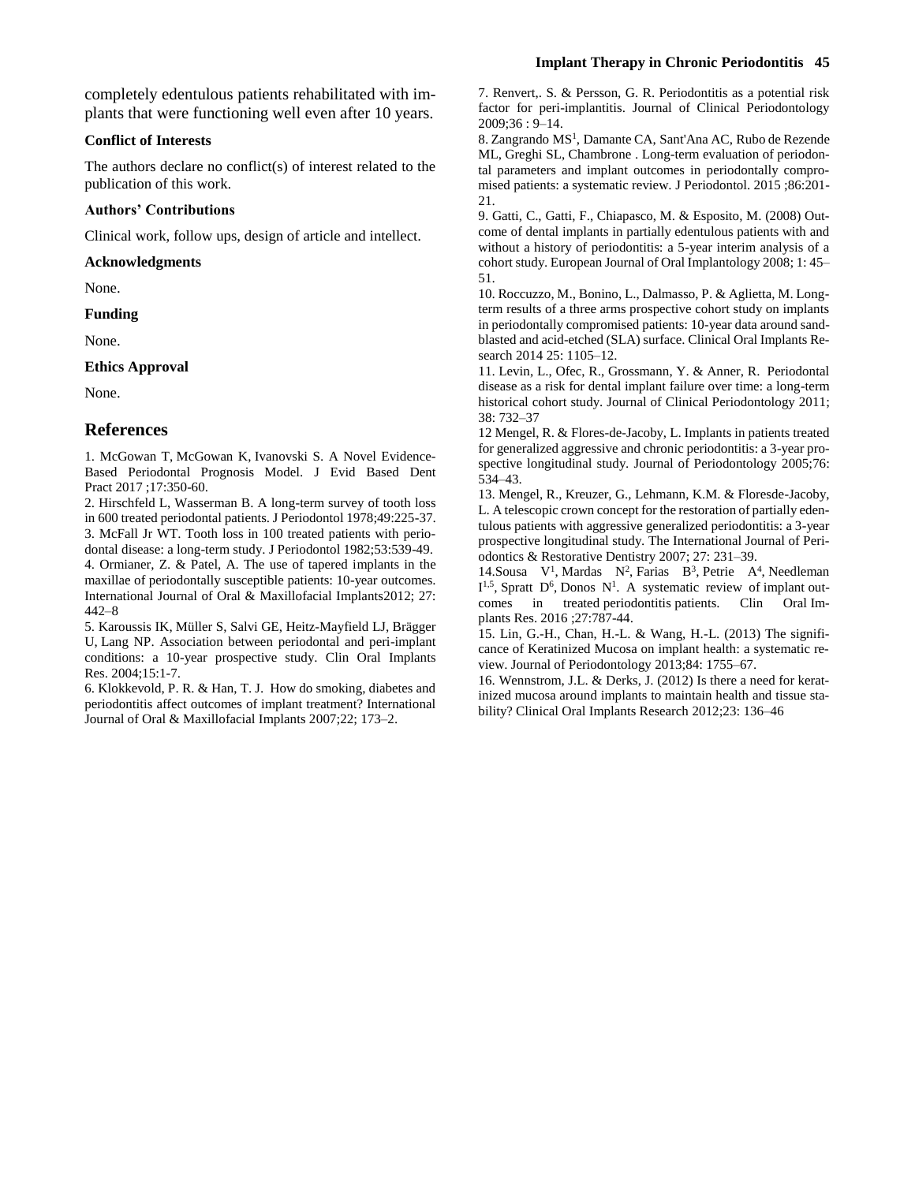completely edentulous patients rehabilitated with implants that were functioning well even after 10 years.

### Conflict of Interests

The authors declare no conflict(s) of interest related to the publication of this work.

### Authors' Contributions

Clinical work, follow ups, design of article and intellect.

### Acknowledgments

None.

### Funding

None.

### Ethics Approval

None.

## References

1. McGowan T, McGowan K, Ivanovski S. A Novel Evidence-Based Periodontal Prognosis Model. J Evid Based Dent Pract 2017 ;17:350-60.
2. Hirschfeld L, Wasserman B. A long-term survey of tooth loss in 600 treated periodontal patients. J Periodontol 1978;49:225-37.
3. McFall Jr WT. Tooth loss in 100 treated patients with periodontal disease: a long-term study. J Periodontol 1982;53:539-49.
4. Ormianer, Z. & Patel, A. The use of tapered implants in the maxillae of periodontally susceptible patients: 10-year outcomes. International Journal of Oral & Maxillofacial Implants2012; 27: 442–8
5. Karoussis IK, Müller S, Salvi GE, Heitz-Mayfield LJ, Brägger U, Lang NP. Association between periodontal and peri-implant conditions: a 10-year prospective study. Clin Oral Implants Res. 2004;15:1-7.
6. Klokkevold, P. R. & Han, T. J. How do smoking, diabetes and periodontitis affect outcomes of implant treatment? International Journal of Oral & Maxillofacial Implants 2007;22; 173–2.
7. Renvert,. S. & Persson, G. R. Periodontitis as a potential risk factor for peri-implantitis. Journal of Clinical Periodontology 2009;36 : 9–14.
8. Zangrando MS[1], Damante CA, Sant'Ana AC, Rubo de Rezende ML, Greghi SL, Chambrone . Long-term evaluation of periodontal parameters and implant outcomes in periodontally compromised patients: a systematic review. J Periodontol. 2015 ;86:201-21.
9. Gatti, C., Gatti, F., Chiapasco, M. & Esposito, M. (2008) Outcome of dental implants in partially edentulous patients with and without a history of periodontitis: a 5-year interim analysis of a cohort study. European Journal of Oral Implantology 2008; 1: 45–51.
10. Roccuzzo, M., Bonino, L., Dalmasso, P. & Aglietta, M. Long-term results of a three arms prospective cohort study on implants in periodontally compromised patients: 10-year data around sand-blasted and acid-etched (SLA) surface. Clinical Oral Implants Research 2014 25: 1105–12.
11. Levin, L., Ofec, R., Grossmann, Y. & Anner, R. Periodontal disease as a risk for dental implant failure over time: a long-term historical cohort study. Journal of Clinical Periodontology 2011; 38: 732–37
12 Mengel, R. & Flores-de-Jacoby, L. Implants in patients treated for generalized aggressive and chronic periodontitis: a 3-year prospective longitudinal study. Journal of Periodontology 2005;76: 534–43.
13. Mengel, R., Kreuzer, G., Lehmann, K.M. & Floresde-Jacoby, L. A telescopic crown concept for the restoration of partially edentulous patients with aggressive generalized periodontitis: a 3-year prospective longitudinal study. The International Journal of Periodontics & Restorative Dentistry 2007; 27: 231–39.
14.Sousa V[1], Mardas N[2], Farias B[3], Petrie A[4], Needleman I[1,5], Spratt D[6], Donos N[1]. A systematic review of implant outcomes in treated periodontitis patients. Clin Oral Implants Res. 2016 ;27:787-44.
15. Lin, G.-H., Chan, H.-L. & Wang, H.-L. (2013) The significance of Keratinized Mucosa on implant health: a systematic review. Journal of Periodontology 2013;84: 1755–67.
16. Wennstrom, J.L. & Derks, J. (2012) Is there a need for keratinized mucosa around implants to maintain health and tissue stability? Clinical Oral Implants Research 2012;23: 136–46